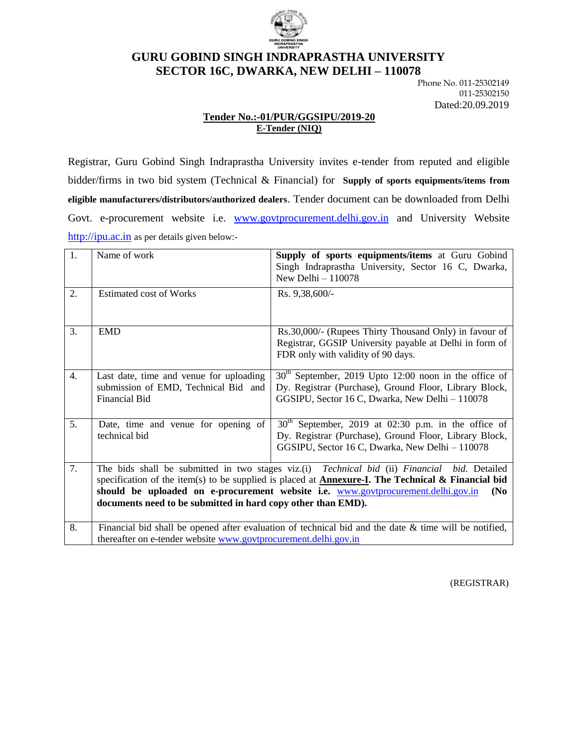# GURU GOBIND SINGH INDRAPRASTHA UNIVERSITY
## SECTOR 16C, DWARKA, NEW DELHI – 110078

Phone No. 011-25302149
011-25302150
Dated:20.09.2019

**Tender No.:-01/PUR/GGSIPU/2019-20**
**E-Tender (NIQ)**

Registrar, Guru Gobind Singh Indraprastha University invites e-tender from reputed and eligible bidder/firms in two bid system (Technical & Financial) for **Supply of sports equipments/items from eligible manufacturers/distributors/authorized dealers**. Tender document can be downloaded from Delhi Govt. e-procurement website i.e. www.govtprocurement.delhi.gov.in and University Website http://ipu.ac.in as per details given below:-

| | | |
|---|---|---|
| 1. | Name of work | **Supply of sports equipments/items** at Guru Gobind Singh Indraprastha University, Sector 16 C, Dwarka, New Delhi – 110078 |
| 2. | Estimated cost of Works | Rs. 9,38,600/- |
| 3. | EMD | Rs.30,000/- (Rupees Thirty Thousand Only) in favour of Registrar, GGSIP University payable at Delhi in form of FDR only with validity of 90 days. |
| 4. | Last date, time and venue for uploading submission of EMD, Technical Bid and Financial Bid | 30th September, 2019 Upto 12:00 noon in the office of Dy. Registrar (Purchase), Ground Floor, Library Block, GGSIPU, Sector 16 C, Dwarka, New Delhi – 110078 |
| 5. | Date, time and venue for opening of technical bid | 30th September, 2019 at 02:30 p.m. in the office of Dy. Registrar (Purchase), Ground Floor, Library Block, GGSIPU, Sector 16 C, Dwarka, New Delhi – 110078 |
| 7. | The bids shall be submitted in two stages viz.(i) *Technical bid* (ii) *Financial bid.* Detailed specification of the item(s) to be supplied is placed at **Annexure-I. The Technical & Financial bid should be uploaded on e-procurement website i.e.** www.govtprocurement.delhi.gov.in **(No documents need to be submitted in hard copy other than EMD).** | |
| 8. | Financial bid shall be opened after evaluation of technical bid and the date & time will be notified, thereafter on e-tender website www.govtprocurement.delhi.gov.in | |

(REGISTRAR)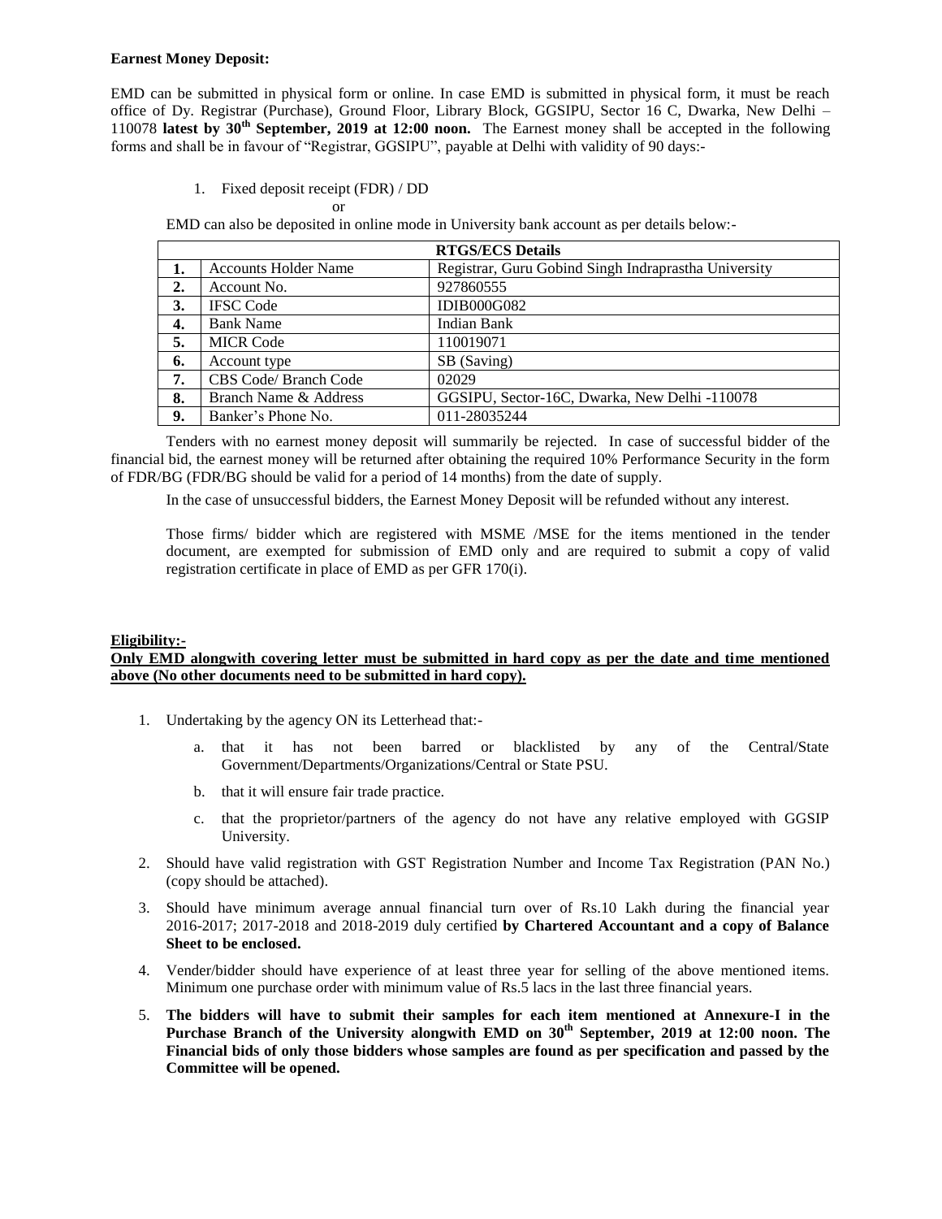**Earnest Money Deposit:**

EMD can be submitted in physical form or online. In case EMD is submitted in physical form, it must be reach office of Dy. Registrar (Purchase), Ground Floor, Library Block, GGSIPU, Sector 16 C, Dwarka, New Delhi – 110078 **latest by 30th September, 2019 at 12:00 noon.** The Earnest money shall be accepted in the following forms and shall be in favour of "Registrar, GGSIPU", payable at Delhi with validity of 90 days:-

1. Fixed deposit receipt (FDR) / DD

or

EMD can also be deposited in online mode in University bank account as per details below:-

| **RTGS/ECS Details** | | |
|---|---|---|
| **1.** | Accounts Holder Name | Registrar, Guru Gobind Singh Indraprastha University |
| **2.** | Account No. | 927860555 |
| **3.** | IFSC Code | IDIB000G082 |
| **4.** | Bank Name | Indian Bank |
| **5.** | MICR Code | 110019071 |
| **6.** | Account type | SB (Saving) |
| **7.** | CBS Code/ Branch Code | 02029 |
| **8.** | Branch Name & Address | GGSIPU, Sector-16C, Dwarka, New Delhi -110078 |
| **9.** | Banker's Phone No. | 011-28035244 |

Tenders with no earnest money deposit will summarily be rejected. In case of successful bidder of the financial bid, the earnest money will be returned after obtaining the required 10% Performance Security in the form of FDR/BG (FDR/BG should be valid for a period of 14 months) from the date of supply.

In the case of unsuccessful bidders, the Earnest Money Deposit will be refunded without any interest.

Those firms/ bidder which are registered with MSME /MSE for the items mentioned in the tender document, are exempted for submission of EMD only and are required to submit a copy of valid registration certificate in place of EMD as per GFR 170(i).

**Eligibility:-**

**Only EMD alongwith covering letter must be submitted in hard copy as per the date and time mentioned above (No other documents need to be submitted in hard copy).**

1. Undertaking by the agency ON its Letterhead that:-
   a. that it has not been barred or blacklisted by any of the Central/State Government/Departments/Organizations/Central or State PSU.
   b. that it will ensure fair trade practice.
   c. that the proprietor/partners of the agency do not have any relative employed with GGSIP University.
2. Should have valid registration with GST Registration Number and Income Tax Registration (PAN No.) (copy should be attached).
3. Should have minimum average annual financial turn over of Rs.10 Lakh during the financial year 2016-2017; 2017-2018 and 2018-2019 duly certified **by Chartered Accountant and a copy of Balance Sheet to be enclosed.**
4. Vender/bidder should have experience of at least three year for selling of the above mentioned items. Minimum one purchase order with minimum value of Rs.5 lacs in the last three financial years.
5. **The bidders will have to submit their samples for each item mentioned at Annexure-I in the Purchase Branch of the University alongwith EMD on 30th September, 2019 at 12:00 noon. The Financial bids of only those bidders whose samples are found as per specification and passed by the Committee will be opened.**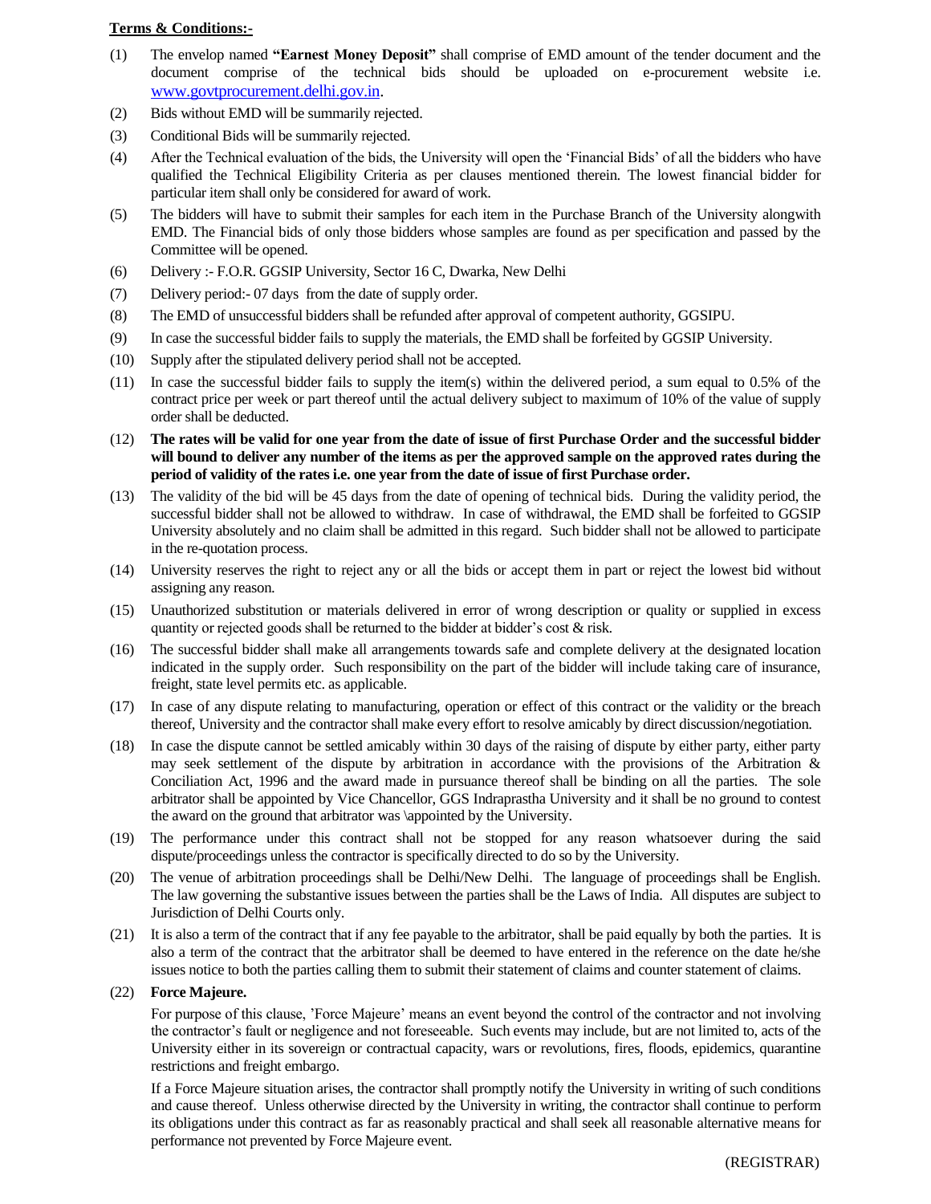**Terms & Conditions:-**

(1) The envelop named **"Earnest Money Deposit"** shall comprise of EMD amount of the tender document and the document comprise of the technical bids should be uploaded on e-procurement website i.e. www.govtprocurement.delhi.gov.in.

(2) Bids without EMD will be summarily rejected.

(3) Conditional Bids will be summarily rejected.

(4) After the Technical evaluation of the bids, the University will open the 'Financial Bids' of all the bidders who have qualified the Technical Eligibility Criteria as per clauses mentioned therein. The lowest financial bidder for particular item shall only be considered for award of work.

(5) The bidders will have to submit their samples for each item in the Purchase Branch of the University alongwith EMD. The Financial bids of only those bidders whose samples are found as per specification and passed by the Committee will be opened.

(6) Delivery :- F.O.R. GGSIP University, Sector 16 C, Dwarka, New Delhi

(7) Delivery period:- 07 days from the date of supply order.

(8) The EMD of unsuccessful bidders shall be refunded after approval of competent authority, GGSIPU.

(9) In case the successful bidder fails to supply the materials, the EMD shall be forfeited by GGSIP University.

(10) Supply after the stipulated delivery period shall not be accepted.

(11) In case the successful bidder fails to supply the item(s) within the delivered period, a sum equal to 0.5% of the contract price per week or part thereof until the actual delivery subject to maximum of 10% of the value of supply order shall be deducted.

(12) **The rates will be valid for one year from the date of issue of first Purchase Order and the successful bidder will bound to deliver any number of the items as per the approved sample on the approved rates during the period of validity of the rates i.e. one year from the date of issue of first Purchase order.**

(13) The validity of the bid will be 45 days from the date of opening of technical bids. During the validity period, the successful bidder shall not be allowed to withdraw. In case of withdrawal, the EMD shall be forfeited to GGSIP University absolutely and no claim shall be admitted in this regard. Such bidder shall not be allowed to participate in the re-quotation process.

(14) University reserves the right to reject any or all the bids or accept them in part or reject the lowest bid without assigning any reason.

(15) Unauthorized substitution or materials delivered in error of wrong description or quality or supplied in excess quantity or rejected goods shall be returned to the bidder at bidder's cost & risk.

(16) The successful bidder shall make all arrangements towards safe and complete delivery at the designated location indicated in the supply order. Such responsibility on the part of the bidder will include taking care of insurance, freight, state level permits etc. as applicable.

(17) In case of any dispute relating to manufacturing, operation or effect of this contract or the validity or the breach thereof, University and the contractor shall make every effort to resolve amicably by direct discussion/negotiation.

(18) In case the dispute cannot be settled amicably within 30 days of the raising of dispute by either party, either party may seek settlement of the dispute by arbitration in accordance with the provisions of the Arbitration & Conciliation Act, 1996 and the award made in pursuance thereof shall be binding on all the parties. The sole arbitrator shall be appointed by Vice Chancellor, GGS Indraprastha University and it shall be no ground to contest the award on the ground that arbitrator was \appointed by the University.

(19) The performance under this contract shall not be stopped for any reason whatsoever during the said dispute/proceedings unless the contractor is specifically directed to do so by the University.

(20) The venue of arbitration proceedings shall be Delhi/New Delhi. The language of proceedings shall be English. The law governing the substantive issues between the parties shall be the Laws of India. All disputes are subject to Jurisdiction of Delhi Courts only.

(21) It is also a term of the contract that if any fee payable to the arbitrator, shall be paid equally by both the parties. It is also a term of the contract that the arbitrator shall be deemed to have entered in the reference on the date he/she issues notice to both the parties calling them to submit their statement of claims and counter statement of claims.

(22) **Force Majeure.**

For purpose of this clause, 'Force Majeure' means an event beyond the control of the contractor and not involving the contractor's fault or negligence and not foreseeable. Such events may include, but are not limited to, acts of the University either in its sovereign or contractual capacity, wars or revolutions, fires, floods, epidemics, quarantine restrictions and freight embargo.

If a Force Majeure situation arises, the contractor shall promptly notify the University in writing of such conditions and cause thereof. Unless otherwise directed by the University in writing, the contractor shall continue to perform its obligations under this contract as far as reasonably practical and shall seek all reasonable alternative means for performance not prevented by Force Majeure event.

(REGISTRAR)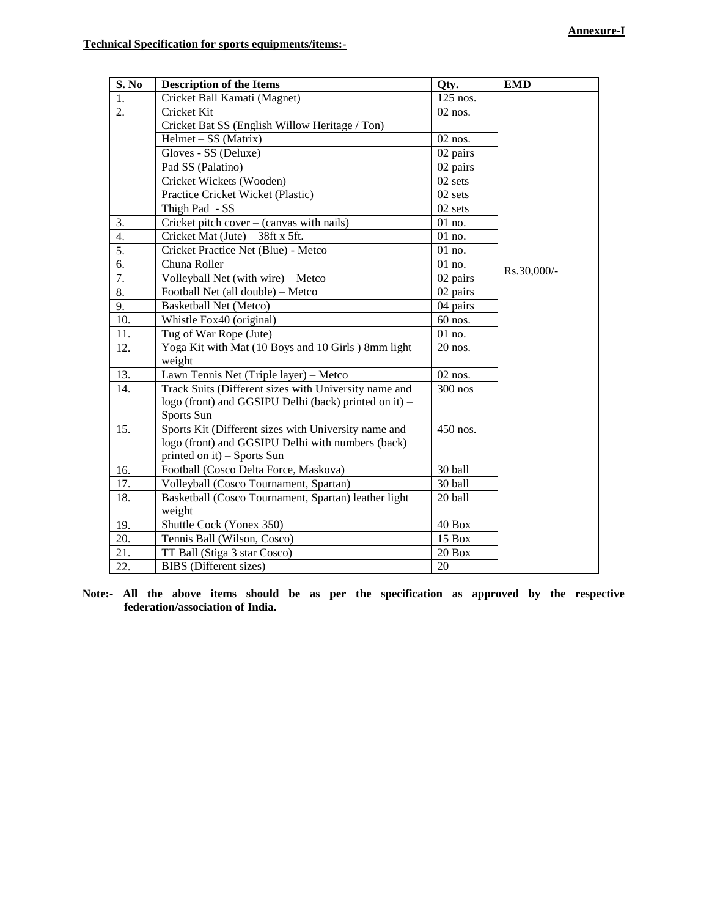**Annexure-I**

**Technical Specification for sports equipments/items:-**

| S. No | Description of the Items | Qty. | EMD |
|---|---|---|---|
| 1. | Cricket Ball Kamati (Magnet) | 125 nos. | Rs.30,000/- |
| 2. | Cricket Kit<br>Cricket Bat SS (English Willow Heritage / Ton) | 02 nos. | |
| | Helmet – SS (Matrix) | 02 nos. | |
| | Gloves - SS (Deluxe) | 02 pairs | |
| | Pad SS (Palatino) | 02 pairs | |
| | Cricket Wickets (Wooden) | 02 sets | |
| | Practice Cricket Wicket (Plastic) | 02 sets | |
| | Thigh Pad - SS | 02 sets | |
| 3. | Cricket pitch cover – (canvas with nails) | 01 no. | |
| 4. | Cricket Mat (Jute) – 38ft x 5ft. | 01 no. | |
| 5. | Cricket Practice Net (Blue) - Metco | 01 no. | |
| 6. | Chuna Roller | 01 no. | |
| 7. | Volleyball Net (with wire) – Metco | 02 pairs | |
| 8. | Football Net (all double) – Metco | 02 pairs | |
| 9. | Basketball Net (Metco) | 04 pairs | |
| 10. | Whistle Fox40 (original) | 60 nos. | |
| 11. | Tug of War Rope (Jute) | 01 no. | |
| 12. | Yoga Kit with Mat (10 Boys and 10 Girls ) 8mm light weight | 20 nos. | |
| 13. | Lawn Tennis Net (Triple layer) – Metco | 02 nos. | |
| 14. | Track Suits (Different sizes with University name and logo (front) and GGSIPU Delhi (back) printed on it) – Sports Sun | 300 nos | |
| 15. | Sports Kit (Different sizes with University name and logo (front) and GGSIPU Delhi with numbers (back) printed on it) – Sports Sun | 450 nos. | |
| 16. | Football (Cosco Delta Force, Maskova) | 30 ball | |
| 17. | Volleyball (Cosco Tournament, Spartan) | 30 ball | |
| 18. | Basketball (Cosco Tournament, Spartan) leather light weight | 20 ball | |
| 19. | Shuttle Cock (Yonex 350) | 40 Box | |
| 20. | Tennis Ball (Wilson, Cosco) | 15 Box | |
| 21. | TT Ball (Stiga 3 star Cosco) | 20 Box | |
| 22. | BIBS (Different sizes) | 20 | |

**Note:- All the above items should be as per the specification as approved by the respective federation/association of India.**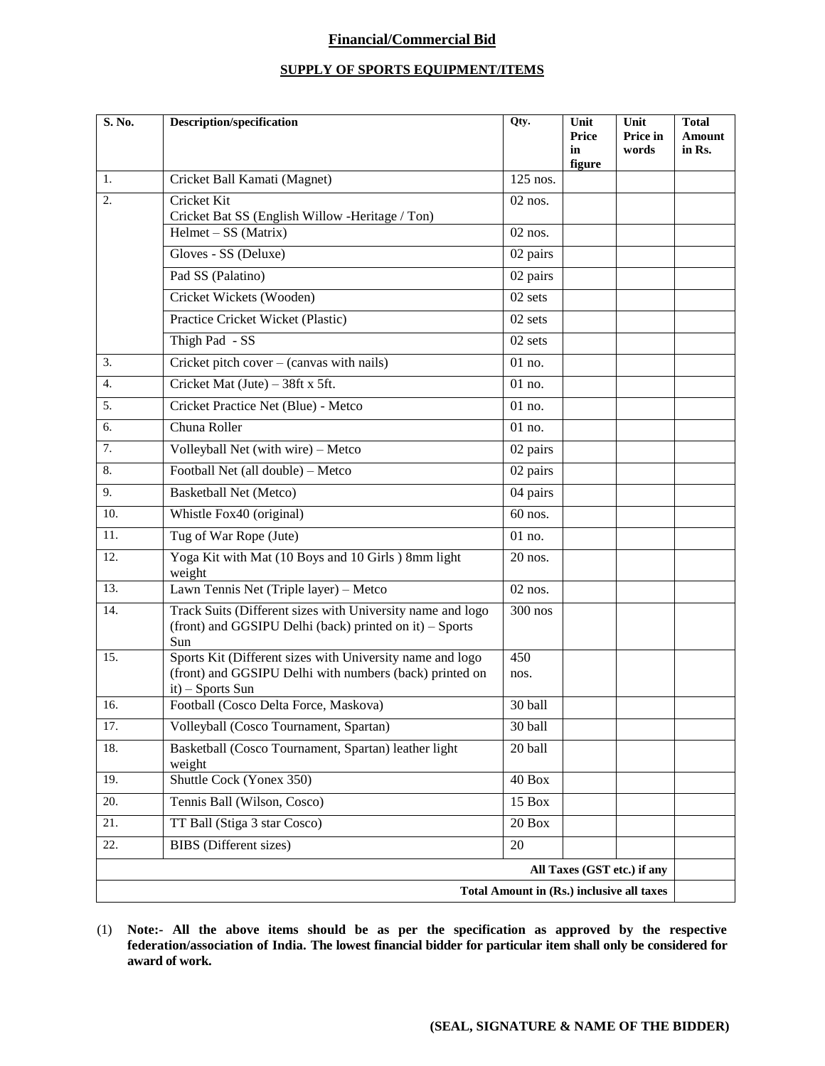## Financial/Commercial Bid

### SUPPLY OF SPORTS EQUIPMENT/ITEMS

| S. No. | Description/specification | Qty. | Unit Price in figure | Unit Price in words | Total Amount in Rs. |
|---|---|---|---|---|---|
| 1. | Cricket Ball Kamati (Magnet) | 125 nos. | | | |
| 2. | Cricket Kit<br>Cricket Bat SS (English Willow -Heritage / Ton) | 02 nos. | | | |
| | Helmet – SS (Matrix) | 02 nos. | | | |
| | Gloves - SS (Deluxe) | 02 pairs | | | |
| | Pad SS (Palatino) | 02 pairs | | | |
| | Cricket Wickets (Wooden) | 02 sets | | | |
| | Practice Cricket Wicket (Plastic) | 02 sets | | | |
| | Thigh Pad - SS | 02 sets | | | |
| 3. | Cricket pitch cover – (canvas with nails) | 01 no. | | | |
| 4. | Cricket Mat (Jute) – 38ft x 5ft. | 01 no. | | | |
| 5. | Cricket Practice Net (Blue) - Metco | 01 no. | | | |
| 6. | Chuna Roller | 01 no. | | | |
| 7. | Volleyball Net (with wire) – Metco | 02 pairs | | | |
| 8. | Football Net (all double) – Metco | 02 pairs | | | |
| 9. | Basketball Net (Metco) | 04 pairs | | | |
| 10. | Whistle Fox40 (original) | 60 nos. | | | |
| 11. | Tug of War Rope (Jute) | 01 no. | | | |
| 12. | Yoga Kit with Mat (10 Boys and 10 Girls ) 8mm light weight | 20 nos. | | | |
| 13. | Lawn Tennis Net (Triple layer) – Metco | 02 nos. | | | |
| 14. | Track Suits (Different sizes with University name and logo (front) and GGSIPU Delhi (back) printed on it) – Sports Sun | 300 nos | | | |
| 15. | Sports Kit (Different sizes with University name and logo (front) and GGSIPU Delhi with numbers (back) printed on it) – Sports Sun | 450 nos. | | | |
| 16. | Football (Cosco Delta Force, Maskova) | 30 ball | | | |
| 17. | Volleyball (Cosco Tournament, Spartan) | 30 ball | | | |
| 18. | Basketball (Cosco Tournament, Spartan) leather light weight | 20 ball | | | |
| 19. | Shuttle Cock (Yonex 350) | 40 Box | | | |
| 20. | Tennis Ball (Wilson, Cosco) | 15 Box | | | |
| 21. | TT Ball (Stiga 3 star Cosco) | 20 Box | | | |
| 22. | BIBS (Different sizes) | 20 | | | |
| | | | | **All Taxes (GST etc.) if any** | |
| | | | | **Total Amount in (Rs.) inclusive all taxes** | |

(1) **Note:- All the above items should be as per the specification as approved by the respective federation/association of India. The lowest financial bidder for particular item shall only be considered for award of work.**

**(SEAL, SIGNATURE & NAME OF THE BIDDER)**